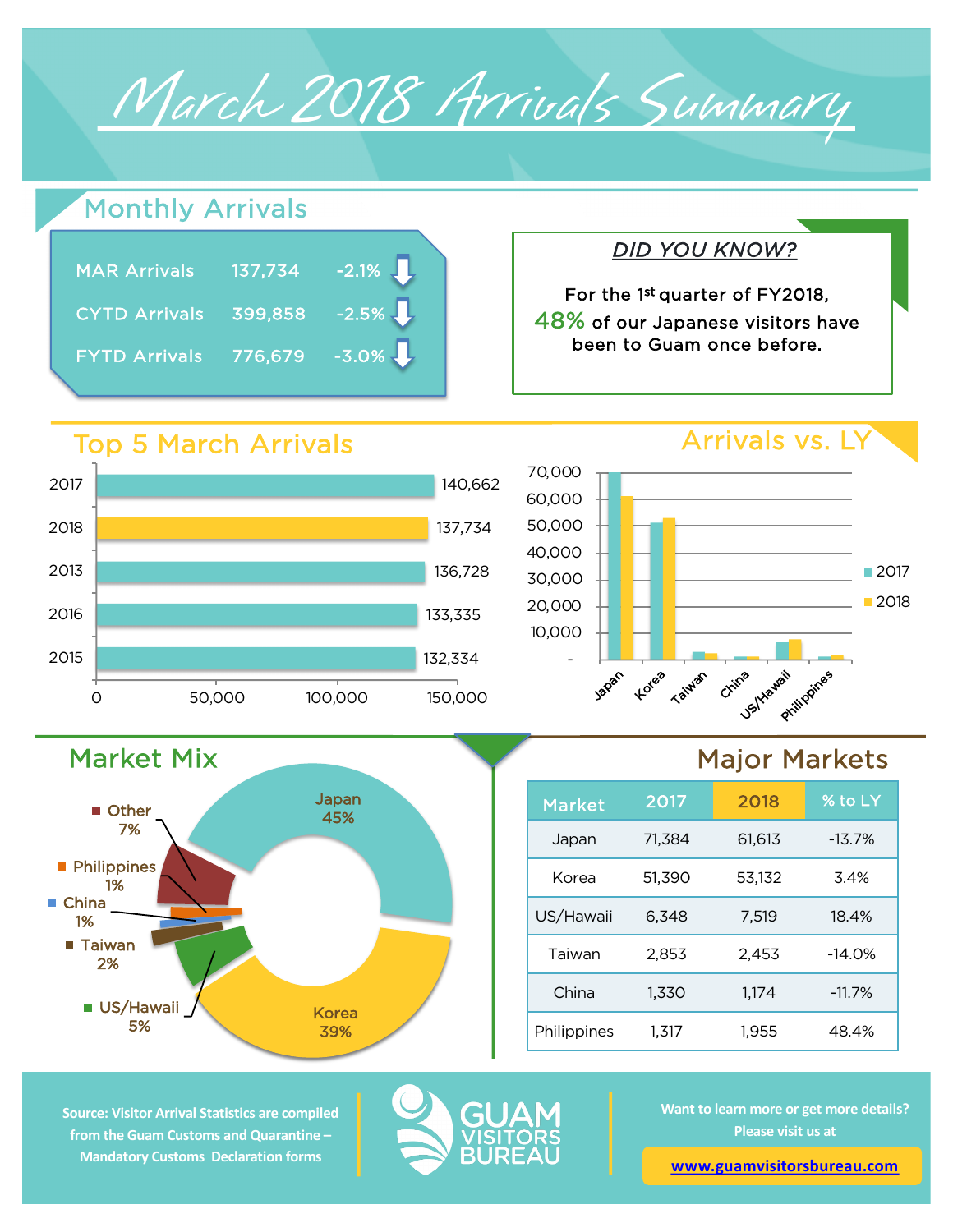# March 2018 Arrivals Summary

## Monthly Arrivals

| | | |
|---|---|---|
| MAR Arrivals | 137,734 | -2.1% |
| CYTD Arrivals | 399,858 | -2.5% |
| FYTD Arrivals | 776,679 | -3.0% |

### DID YOU KNOW?

For the 1st quarter of FY2018, 48% of our Japanese visitors have been to Guam once before.

## Top 5 March Arrivals

| Year | Arrivals |
|---|---|
| 2017 | 140,662 |
| 2018 | 137,734 |
| 2013 | 136,728 |
| 2016 | 133,335 |
| 2015 | 132,334 |

## Arrivals vs. LY

## Market Mix

| Market | Share |
|---|---|
| Japan | 45% |
| Korea | 39% |
| US/Hawaii | 5% |
| Taiwan | 2% |
| China | 1% |
| Philippines | 1% |
| Other | 7% |

## Major Markets

| Market | 2017 | 2018 | % to LY |
|---|---|---|---|
| Japan | 71,384 | 61,613 | -13.7% |
| Korea | 51,390 | 53,132 | 3.4% |
| US/Hawaii | 6,348 | 7,519 | 18.4% |
| Taiwan | 2,853 | 2,453 | -14.0% |
| China | 1,330 | 1,174 | -11.7% |
| Philippines | 1,317 | 1,955 | 48.4% |

Source: Visitor Arrival Statistics are compiled from the Guam Customs and Quarantine – Mandatory Customs Declaration forms

GUAM VISITORS BUREAU

Want to learn more or get more details? Please visit us at

www.guamvisitorsbureau.com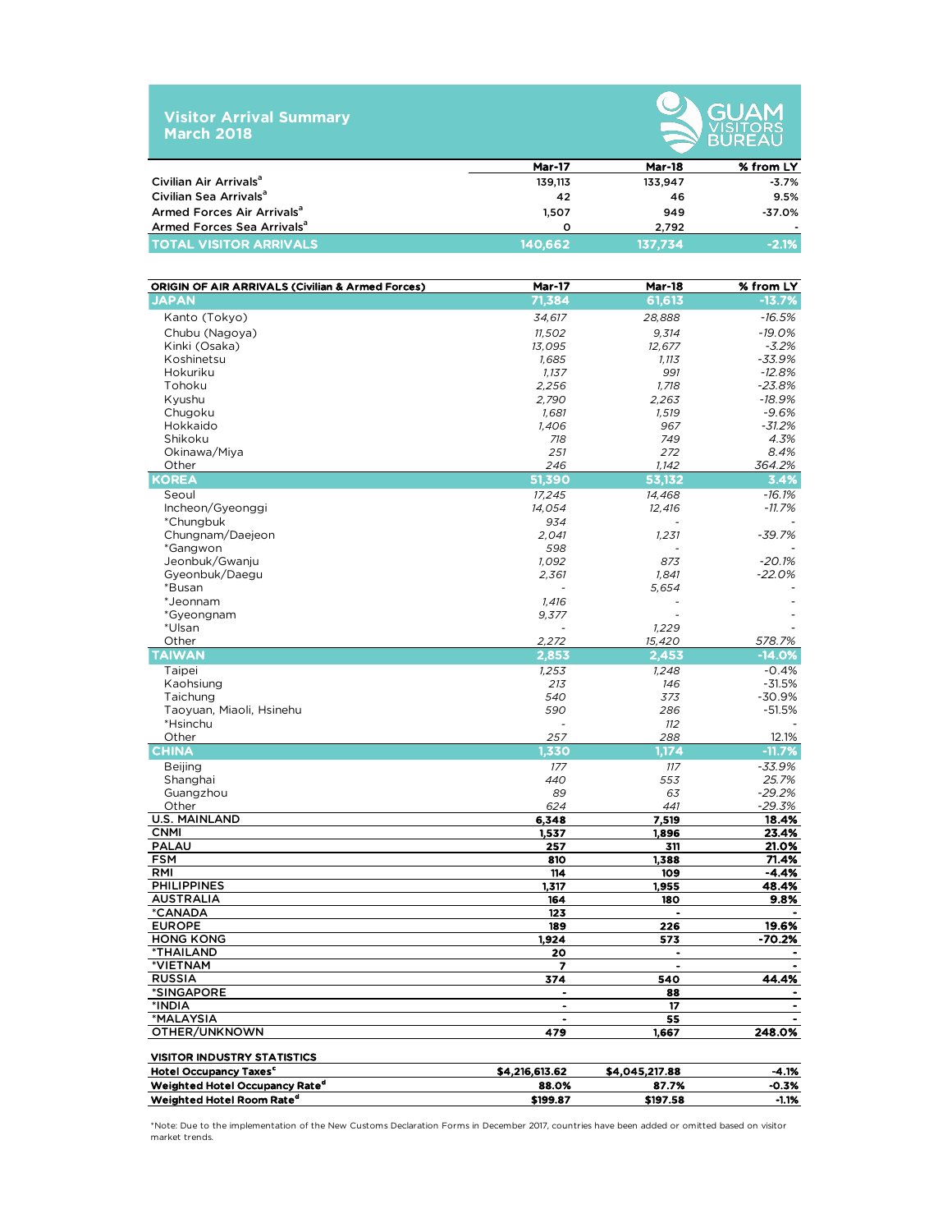# Visitor Arrival Summary
## March 2018

GUAM VISITORS BUREAU

| | Mar-17 | Mar-18 | % from LY |
|---|---|---|---|
| Civilian Air Arrivals[a] | 139,113 | 133,947 | -3.7% |
| Civilian Sea Arrivals[a] | 42 | 46 | 9.5% |
| Armed Forces Air Arrivals[a] | 1,507 | 949 | -37.0% |
| Armed Forces Sea Arrivals[a] | 0 | 2,792 | - |
| **TOTAL VISITOR ARRIVALS** | **140,662** | **137,734** | **-2.1%** |

| ORIGIN OF AIR ARRIVALS (Civilian & Armed Forces) | Mar-17 | Mar-18 | % from LY |
|---|---|---|---|
| **JAPAN** | **71,384** | **61,613** | **-13.7%** |
| Kanto (Tokyo) | 34,617 | 28,888 | -16.5% |
| Chubu (Nagoya) | 11,502 | 9,314 | -19.0% |
| Kinki (Osaka) | 13,095 | 12,677 | -3.2% |
| Koshinetsu | 1,685 | 1,113 | -33.9% |
| Hokuriku | 1,137 | 991 | -12.8% |
| Tohoku | 2,256 | 1,718 | -23.8% |
| Kyushu | 2,790 | 2,263 | -18.9% |
| Chugoku | 1,681 | 1,519 | -9.6% |
| Hokkaido | 1,406 | 967 | -31.2% |
| Shikoku | 718 | 749 | 4.3% |
| Okinawa/Miya | 251 | 272 | 8.4% |
| Other | 246 | 1,142 | 364.2% |
| **KOREA** | **51,390** | **53,132** | **3.4%** |
| Seoul | 17,245 | 14,468 | -16.1% |
| Incheon/Gyeonggi | 14,054 | 12,416 | -11.7% |
| *Chungbuk | 934 | - | - |
| Chungnam/Daejeon | 2,041 | 1,231 | -39.7% |
| *Gangwon | 598 | - | - |
| Jeonbuk/Gwanju | 1,092 | 873 | -20.1% |
| Gyeonbuk/Daegu | 2,361 | 1,841 | -22.0% |
| *Busan | - | 5,654 | - |
| *Jeonnam | 1,416 | - | - |
| *Gyeongnam | 9,377 | - | - |
| *Ulsan | - | 1,229 | - |
| Other | 2,272 | 15,420 | 578.7% |
| **TAIWAN** | **2,853** | **2,453** | **-14.0%** |
| Taipei | 1,253 | 1,248 | -0.4% |
| Kaohsiung | 213 | 146 | -31.5% |
| Taichung | 540 | 373 | -30.9% |
| Taoyuan, Miaoli, Hsinehu | 590 | 286 | -51.5% |
| *Hsinchu | - | 112 | - |
| Other | 257 | 288 | 12.1% |
| **CHINA** | **1,330** | **1,174** | **-11.7%** |
| Beijing | 177 | 117 | -33.9% |
| Shanghai | 440 | 553 | 25.7% |
| Guangzhou | 89 | 63 | -29.2% |
| Other | 624 | 441 | -29.3% |
| **U.S. MAINLAND** | **6,348** | **7,519** | **18.4%** |
| **CNMI** | **1,537** | **1,896** | **23.4%** |
| **PALAU** | **257** | **311** | **21.0%** |
| **FSM** | **810** | **1,388** | **71.4%** |
| **RMI** | **114** | **109** | **-4.4%** |
| **PHILIPPINES** | **1,317** | **1,955** | **48.4%** |
| **AUSTRALIA** | **164** | **180** | **9.8%** |
| ***CANADA** | **123** | **-** | **-** |
| **EUROPE** | **189** | **226** | **19.6%** |
| **HONG KONG** | **1,924** | **573** | **-70.2%** |
| ***THAILAND** | **20** | **-** | **-** |
| ***VIETNAM** | **7** | **-** | **-** |
| **RUSSIA** | **374** | **540** | **44.4%** |
| ***SINGAPORE** | **-** | **88** | **-** |
| ***INDIA** | **-** | **17** | **-** |
| ***MALAYSIA** | **-** | **55** | **-** |
| **OTHER/UNKNOWN** | **479** | **1,667** | **248.0%** |

| VISITOR INDUSTRY STATISTICS | | | |
|---|---|---|---|
| Hotel Occupancy Taxes[c] | $4,216,613.62 | $4,045,217.88 | -4.1% |
| Weighted Hotel Occupancy Rate[d] | 88.0% | 87.7% | -0.3% |
| Weighted Hotel Room Rate[d] | $199.87 | $197.58 | -1.1% |

*Note: Due to the implementation of the New Customs Declaration Forms in December 2017, countries have been added or omitted based on visitor market trends.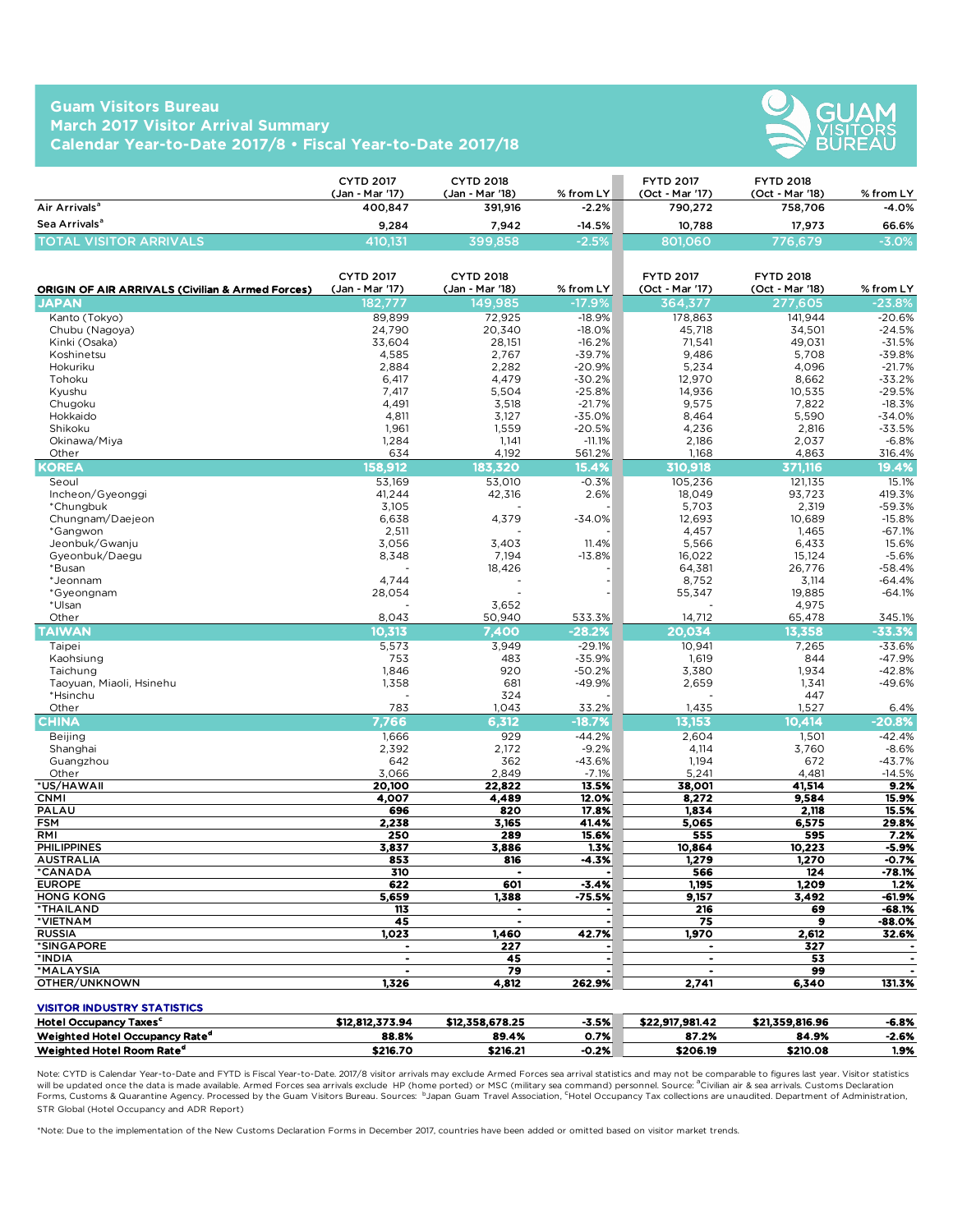# Guam Visitors Bureau
## March 2017 Visitor Arrival Summary
## Calendar Year-to-Date 2017/8 • Fiscal Year-to-Date 2017/18

| | CYTD 2017 (Jan - Mar '17) | CYTD 2018 (Jan - Mar '18) | % from LY | FYTD 2017 (Oct - Mar '17) | FYTD 2018 (Oct - Mar '18) | % from LY |
|---|---|---|---|---|---|---|
| Air Arrivals[a] | 400,847 | 391,916 | -2.2% | 790,272 | 758,706 | -4.0% |
| Sea Arrivals[a] | 9,284 | 7,942 | -14.5% | 10,788 | 17,973 | 66.6% |
| TOTAL VISITOR ARRIVALS | 410,131 | 399,858 | -2.5% | 801,060 | 776,679 | -3.0% |

| ORIGIN OF AIR ARRIVALS (Civilian & Armed Forces) | CYTD 2017 (Jan - Mar '17) | CYTD 2018 (Jan - Mar '18) | % from LY | FYTD 2017 (Oct - Mar '17) | FYTD 2018 (Oct - Mar '18) | % from LY |
|---|---|---|---|---|---|---|
| **JAPAN** | **182,777** | **149,985** | **-17.9%** | **364,377** | **277,605** | **-23.8%** |
| Kanto (Tokyo) | 89,899 | 72,925 | -18.9% | 178,863 | 141,944 | -20.6% |
| Chubu (Nagoya) | 24,790 | 20,340 | -18.0% | 45,718 | 34,501 | -24.5% |
| Kinki (Osaka) | 33,604 | 28,151 | -16.2% | 71,541 | 49,031 | -31.5% |
| Koshinetsu | 4,585 | 2,767 | -39.7% | 9,486 | 5,708 | -39.8% |
| Hokuriku | 2,884 | 2,282 | -20.9% | 5,234 | 4,096 | -21.7% |
| Tohoku | 6,417 | 4,479 | -30.2% | 12,970 | 8,662 | -33.2% |
| Kyushu | 7,417 | 5,504 | -25.8% | 14,936 | 10,535 | -29.5% |
| Chugoku | 4,491 | 3,518 | -21.7% | 9,575 | 7,822 | -18.3% |
| Hokkaido | 4,811 | 3,127 | -35.0% | 8,464 | 5,590 | -34.0% |
| Shikoku | 1,961 | 1,559 | -20.5% | 4,236 | 2,816 | -33.5% |
| Okinawa/Miya | 1,284 | 1,141 | -11.1% | 2,186 | 2,037 | -6.8% |
| Other | 634 | 4,192 | 561.2% | 1,168 | 4,863 | 316.4% |
| **KOREA** | **158,912** | **183,320** | **15.4%** | **310,918** | **371,116** | **19.4%** |
| Seoul | 53,169 | 53,010 | -0.3% | 105,236 | 121,135 | 15.1% |
| Incheon/Gyeonggi | 41,244 | 42,316 | 2.6% | 18,049 | 93,723 | 419.3% |
| *Chungbuk | 3,105 | - | - | 5,703 | 2,319 | -59.3% |
| Chungnam/Daejeon | 6,638 | 4,379 | -34.0% | 12,693 | 10,689 | -15.8% |
| *Gangwon | 2,511 | - | - | 4,457 | 1,465 | -67.1% |
| Jeonbuk/Gwanju | 3,056 | 3,403 | 11.4% | 5,566 | 6,433 | 15.6% |
| Gyeonbuk/Daegu | 8,348 | 7,194 | -13.8% | 16,022 | 15,124 | -5.6% |
| *Busan | - | 18,426 | - | 64,381 | 26,776 | -58.4% |
| *Jeonnam | 4,744 | - | - | 8,752 | 3,114 | -64.4% |
| *Gyeongnam | 28,054 | - | - | 55,347 | 19,885 | -64.1% |
| *Ulsan | - | 3,652 | | - | 4,975 | |
| Other | 8,043 | 50,940 | 533.3% | 14,712 | 65,478 | 345.1% |
| **TAIWAN** | **10,313** | **7,400** | **-28.2%** | **20,034** | **13,358** | **-33.3%** |
| Taipei | 5,573 | 3,949 | -29.1% | 10,941 | 7,265 | -33.6% |
| Kaohsiung | 753 | 483 | -35.9% | 1,619 | 844 | -47.9% |
| Taichung | 1,846 | 920 | -50.2% | 3,380 | 1,934 | -42.8% |
| Taoyuan, Miaoli, Hsinehu | 1,358 | 681 | -49.9% | 2,659 | 1,341 | -49.6% |
| *Hsinchu | - | 324 | | - | 447 | |
| Other | 783 | 1,043 | 33.2% | 1,435 | 1,527 | 6.4% |
| **CHINA** | **7,766** | **6,312** | **-18.7%** | **13,153** | **10,414** | **-20.8%** |
| Beijing | 1,666 | 929 | -44.2% | 2,604 | 1,501 | -42.4% |
| Shanghai | 2,392 | 2,172 | -9.2% | 4,114 | 3,760 | -8.6% |
| Guangzhou | 642 | 362 | -43.6% | 1,194 | 672 | -43.7% |
| Other | 3,066 | 2,849 | -7.1% | 5,241 | 4,481 | -14.5% |
| **\*US/HAWAII** | **20,100** | **22,822** | **13.5%** | **38,001** | **41,514** | **9.2%** |
| **CNMI** | **4,007** | **4,489** | **12.0%** | **8,272** | **9,584** | **15.9%** |
| **PALAU** | **696** | **820** | **17.8%** | **1,834** | **2,118** | **15.5%** |
| **FSM** | **2,238** | **3,165** | **41.4%** | **5,065** | **6,575** | **29.8%** |
| **RMI** | **250** | **289** | **15.6%** | **555** | **595** | **7.2%** |
| **PHILIPPINES** | **3,837** | **3,886** | **1.3%** | **10,864** | **10,223** | **-5.9%** |
| **AUSTRALIA** | **853** | **816** | **-4.3%** | **1,279** | **1,270** | **-0.7%** |
| **\*CANADA** | **310** | **-** | **-** | **566** | **124** | **-78.1%** |
| **EUROPE** | **622** | **601** | **-3.4%** | **1,195** | **1,209** | **1.2%** |
| **HONG KONG** | **5,659** | **1,388** | **-75.5%** | **9,157** | **3,492** | **-61.9%** |
| **\*THAILAND** | **113** | **-** | **-** | **216** | **69** | **-68.1%** |
| **\*VIETNAM** | **45** | **-** | **-** | **75** | **9** | **-88.0%** |
| **RUSSIA** | **1,023** | **1,460** | **42.7%** | **1,970** | **2,612** | **32.6%** |
| **\*SINGAPORE** | **-** | **227** | **-** | **-** | **327** | **-** |
| **\*INDIA** | **-** | **45** | **-** | **-** | **53** | **-** |
| **\*MALAYSIA** | **-** | **79** | **-** | **-** | **99** | **-** |
| **OTHER/UNKNOWN** | **1,326** | **4,812** | **262.9%** | **2,741** | **6,340** | **131.3%** |

| VISITOR INDUSTRY STATISTICS | | | | | | |
|---|---|---|---|---|---|---|
| **Hotel Occupancy Taxes[c]** | **$12,812,373.94** | **$12,358,678.25** | **-3.5%** | **$22,917,981.42** | **$21,359,816.96** | **-6.8%** |
| **Weighted Hotel Occupancy Rate[d]** | **88.8%** | **89.4%** | **0.7%** | **87.2%** | **84.9%** | **-2.6%** |
| **Weighted Hotel Room Rate[d]** | **$216.70** | **$216.21** | **-0.2%** | **$206.19** | **$210.08** | **1.9%** |

Note: CYTD is Calendar Year-to-Date and FYTD is Fiscal Year-to-Date. 2017/8 visitor arrivals may exclude Armed Forces sea arrival statistics and may not be comparable to figures last year. Visitor statistics will be updated once the data is made available. Armed Forces sea arrivals exclude HP (home ported) or MSC (military sea command) personnel. Source: [a]Civilian air & sea arrivals. Customs Declaration Forms, Customs & Quarantine Agency. Processed by the Guam Visitors Bureau. Sources: [b]Japan Guam Travel Association, [c]Hotel Occupancy Tax collections are unaudited. Department of Administration, STR Global (Hotel Occupancy and ADR Report)

*Note: Due to the implementation of the New Customs Declaration Forms in December 2017, countries have been added or omitted based on visitor market trends.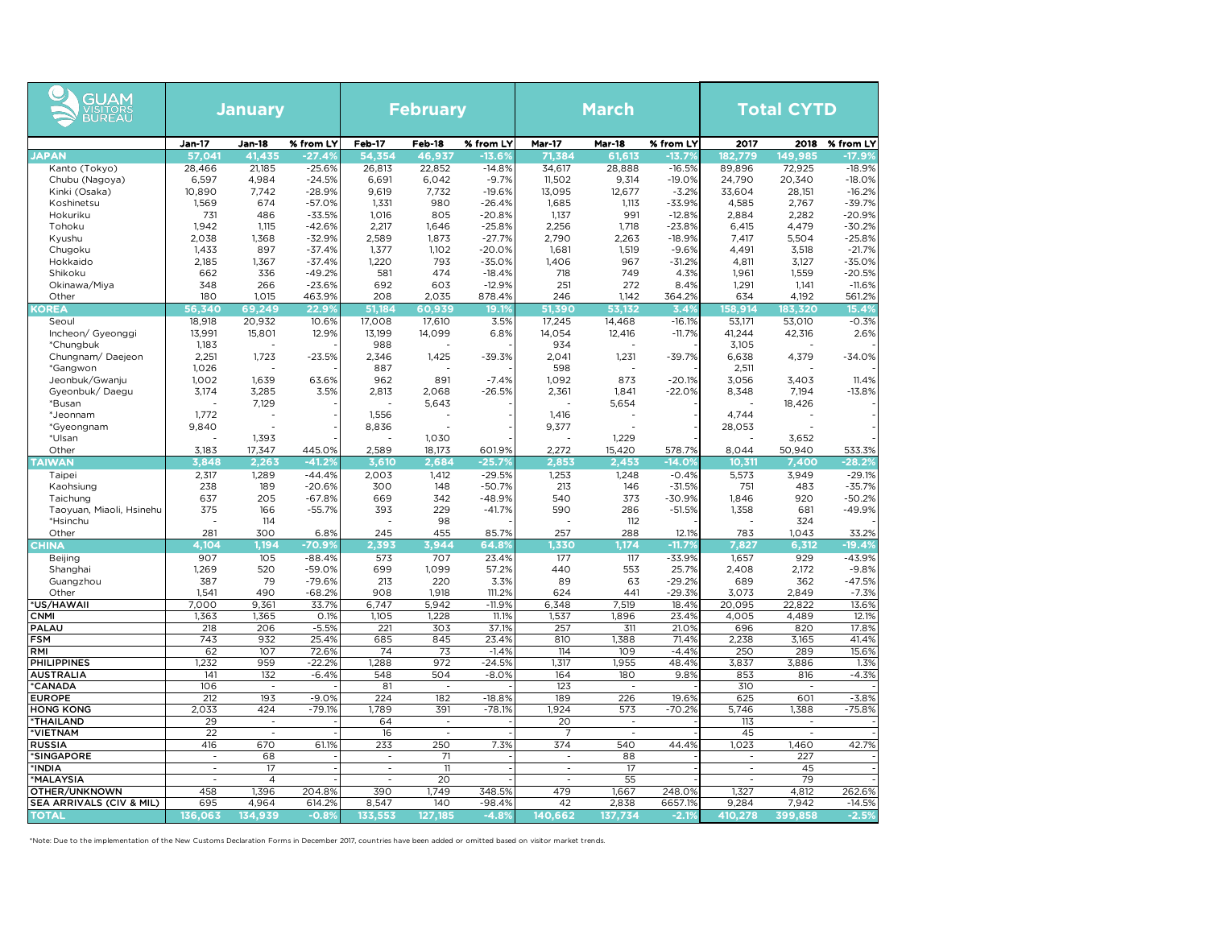| GUAM VISITORS BUREAU | January | | | February | | | March | | | Total CYTD | | |
|---|---|---|---|---|---|---|---|---|---|---|---|---|
| | Jan-17 | Jan-18 | % from LY | Feb-17 | Feb-18 | % from LY | Mar-17 | Mar-18 | % from LY | 2017 | 2018 | % from LY |
| **JAPAN** | **57,041** | **41,435** | **-27.4%** | **54,354** | **46,937** | **-13.6%** | **71,384** | **61,613** | **-13.7%** | **182,779** | **149,985** | **-17.9%** |
| Kanto (Tokyo) | 28,466 | 21,185 | -25.6% | 26,813 | 22,852 | -14.8% | 34,617 | 28,888 | -16.5% | 89,896 | 72,925 | -18.9% |
| Chubu (Nagoya) | 6,597 | 4,984 | -24.5% | 6,691 | 6,042 | -9.7% | 11,502 | 9,314 | -19.0% | 24,790 | 20,340 | -18.0% |
| Kinki (Osaka) | 10,890 | 7,742 | -28.9% | 9,619 | 7,732 | -19.6% | 13,095 | 12,677 | -3.2% | 33,604 | 28,151 | -16.2% |
| Koshinetsu | 1,569 | 674 | -57.0% | 1,331 | 980 | -26.4% | 1,685 | 1,113 | -33.9% | 4,585 | 2,767 | -39.7% |
| Hokuriku | 731 | 486 | -33.5% | 1,016 | 805 | -20.8% | 1,137 | 991 | -12.8% | 2,884 | 2,282 | -20.9% |
| Tohoku | 1,942 | 1,115 | -42.6% | 2,217 | 1,646 | -25.8% | 2,256 | 1,718 | -23.8% | 6,415 | 4,479 | -30.2% |
| Kyushu | 2,038 | 1,368 | -32.9% | 2,589 | 1,873 | -27.7% | 2,790 | 2,263 | -18.9% | 7,417 | 5,504 | -25.8% |
| Chugoku | 1,433 | 897 | -37.4% | 1,377 | 1,102 | -20.0% | 1,681 | 1,519 | -9.6% | 4,491 | 3,518 | -21.7% |
| Hokkaido | 2,185 | 1,367 | -37.4% | 1,220 | 793 | -35.0% | 1,406 | 967 | -31.2% | 4,811 | 3,127 | -35.0% |
| Shikoku | 662 | 336 | -49.2% | 581 | 474 | -18.4% | 718 | 749 | 4.3% | 1,961 | 1,559 | -20.5% |
| Okinawa/Miya | 348 | 266 | -23.6% | 692 | 603 | -12.9% | 251 | 272 | 8.4% | 1,291 | 1,141 | -11.6% |
| Other | 180 | 1,015 | 463.9% | 208 | 2,035 | 878.4% | 246 | 1,142 | 364.2% | 634 | 4,192 | 561.2% |
| **KOREA** | **56,340** | **69,249** | **22.9%** | **51,184** | **60,939** | **19.1%** | **51,390** | **53,132** | **3.4%** | **158,914** | **183,320** | **15.4%** |
| Seoul | 18,918 | 20,932 | 10.6% | 17,008 | 17,610 | 3.5% | 17,245 | 14,468 | -16.1% | 53,171 | 53,010 | -0.3% |
| Incheon/ Gyeonggi | 13,991 | 15,801 | 12.9% | 13,199 | 14,099 | 6.8% | 14,054 | 12,416 | -11.7% | 41,244 | 42,316 | 2.6% |
| *Chungbuk | 1,183 | - | - | 988 | - | - | 934 | - | - | 3,105 | - | - |
| Chungnam/ Daejeon | 2,251 | 1,723 | -23.5% | 2,346 | 1,425 | -39.3% | 2,041 | 1,231 | -39.7% | 6,638 | 4,379 | -34.0% |
| *Gangwon | 1,026 | - | - | 887 | - | - | 598 | - | - | 2,511 | - | - |
| Jeonbuk/Gwanju | 1,002 | 1,639 | 63.6% | 962 | 891 | -7.4% | 1,092 | 873 | -20.1% | 3,056 | 3,403 | 11.4% |
| Gyeonbuk/ Daegu | 3,174 | 3,285 | 3.5% | 2,813 | 2,068 | -26.5% | 2,361 | 1,841 | -22.0% | 8,348 | 7,194 | -13.8% |
| *Busan | - | 7,129 | - | - | 5,643 | - | - | 5,654 | - | - | 18,426 | - |
| *Jeonnam | 1,772 | - | - | 1,556 | - | - | 1,416 | - | - | 4,744 | - | - |
| *Gyeongnam | 9,840 | - | - | 8,836 | - | - | 9,377 | - | - | 28,053 | - | - |
| *Ulsan | - | 1,393 | - | - | 1,030 | - | - | 1,229 | - | - | 3,652 | - |
| Other | 3,183 | 17,347 | 445.0% | 2,589 | 18,173 | 601.9% | 2,272 | 15,420 | 578.7% | 8,044 | 50,940 | 533.3% |
| **TAIWAN** | **3,848** | **2,263** | **-41.2%** | **3,610** | **2,684** | **-25.7%** | **2,853** | **2,453** | **-14.0%** | **10,311** | **7,400** | **-28.2%** |
| Taipei | 2,317 | 1,289 | -44.4% | 2,003 | 1,412 | -29.5% | 1,253 | 1,248 | -0.4% | 5,573 | 3,949 | -29.1% |
| Kaohsiung | 238 | 189 | -20.6% | 300 | 148 | -50.7% | 213 | 146 | -31.5% | 751 | 483 | -35.7% |
| Taichung | 637 | 205 | -67.8% | 669 | 342 | -48.9% | 540 | 373 | -30.9% | 1,846 | 920 | -50.2% |
| Taoyuan, Miaoli, Hsinehu | 375 | 166 | -55.7% | 393 | 229 | -41.7% | 590 | 286 | -51.5% | 1,358 | 681 | -49.9% |
| *Hsinchu | - | 114 | | - | 98 | | - | 112 | | - | 324 | - |
| Other | 281 | 300 | 6.8% | 245 | 455 | 85.7% | 257 | 288 | 12.1% | 783 | 1,043 | 33.2% |
| **CHINA** | **4,104** | **1,194** | **-70.9%** | **2,393** | **3,944** | **64.8%** | **1,330** | **1,174** | **-11.7%** | **7,827** | **6,312** | **-19.4%** |
| Beijing | 907 | 105 | -88.4% | 573 | 707 | 23.4% | 177 | 117 | -33.9% | 1,657 | 929 | -43.9% |
| Shanghai | 1,269 | 520 | -59.0% | 699 | 1,099 | 57.2% | 440 | 553 | 25.7% | 2,408 | 2,172 | -9.8% |
| Guangzhou | 387 | 79 | -79.6% | 213 | 220 | 3.3% | 89 | 63 | -29.2% | 689 | 362 | -47.5% |
| Other | 1,541 | 490 | -68.2% | 908 | 1,918 | 111.2% | 624 | 441 | -29.3% | 3,073 | 2,849 | -7.3% |
| **\*US/HAWAII** | 7,000 | 9,361 | 33.7% | 6,747 | 5,942 | -11.9% | 6,348 | 7,519 | 18.4% | 20,095 | 22,822 | 13.6% |
| **CNMI** | 1,363 | 1,365 | 0.1% | 1,105 | 1,228 | 11.1% | 1,537 | 1,896 | 23.4% | 4,005 | 4,489 | 12.1% |
| **PALAU** | 218 | 206 | -5.5% | 221 | 303 | 37.1% | 257 | 311 | 21.0% | 696 | 820 | 17.8% |
| **FSM** | 743 | 932 | 25.4% | 685 | 845 | 23.4% | 810 | 1,388 | 71.4% | 2,238 | 3,165 | 41.4% |
| **RMI** | 62 | 107 | 72.6% | 74 | 73 | -1.4% | 114 | 109 | -4.4% | 250 | 289 | 15.6% |
| **PHILIPPINES** | 1,232 | 959 | -22.2% | 1,288 | 972 | -24.5% | 1,317 | 1,955 | 48.4% | 3,837 | 3,886 | 1.3% |
| **AUSTRALIA** | 141 | 132 | -6.4% | 548 | 504 | -8.0% | 164 | 180 | 9.8% | 853 | 816 | -4.3% |
| **\*CANADA** | 106 | - | - | 81 | - | - | 123 | - | - | 310 | - | - |
| **EUROPE** | 212 | 193 | -9.0% | 224 | 182 | -18.8% | 189 | 226 | 19.6% | 625 | 601 | -3.8% |
| **HONG KONG** | 2,033 | 424 | -79.1% | 1,789 | 391 | -78.1% | 1,924 | 573 | -70.2% | 5,746 | 1,388 | -75.8% |
| **\*THAILAND** | 29 | - | - | 64 | - | - | 20 | - | - | 113 | - | - |
| **\*VIETNAM** | 22 | - | - | 16 | - | - | 7 | - | - | 45 | - | - |
| **RUSSIA** | 416 | 670 | 61.1% | 233 | 250 | 7.3% | 374 | 540 | 44.4% | 1,023 | 1,460 | 42.7% |
| **\*SINGAPORE** | - | 68 | - | - | 71 | - | - | 88 | - | - | 227 | - |
| **\*INDIA** | - | 17 | - | - | 11 | - | - | 17 | - | - | 45 | - |
| **\*MALAYSIA** | - | 4 | - | - | 20 | - | - | 55 | - | - | 79 | - |
| **OTHER/UNKNOWN** | 458 | 1,396 | 204.8% | 390 | 1,749 | 348.5% | 479 | 1,667 | 248.0% | 1,327 | 4,812 | 262.6% |
| **SEA ARRIVALS (CIV & MIL)** | 695 | 4,964 | 614.2% | 8,547 | 140 | -98.4% | 42 | 2,838 | 6657.1% | 9,284 | 7,942 | -14.5% |
| **TOTAL** | **136,063** | **134,939** | **-0.8%** | **133,553** | **127,185** | **-4.8%** | **140,662** | **137,734** | **-2.1%** | **410,278** | **399,858** | **-2.5%** |

*Note: Due to the implementation of the New Customs Declaration Forms in December 2017, countries have been added or omitted based on visitor market trends.